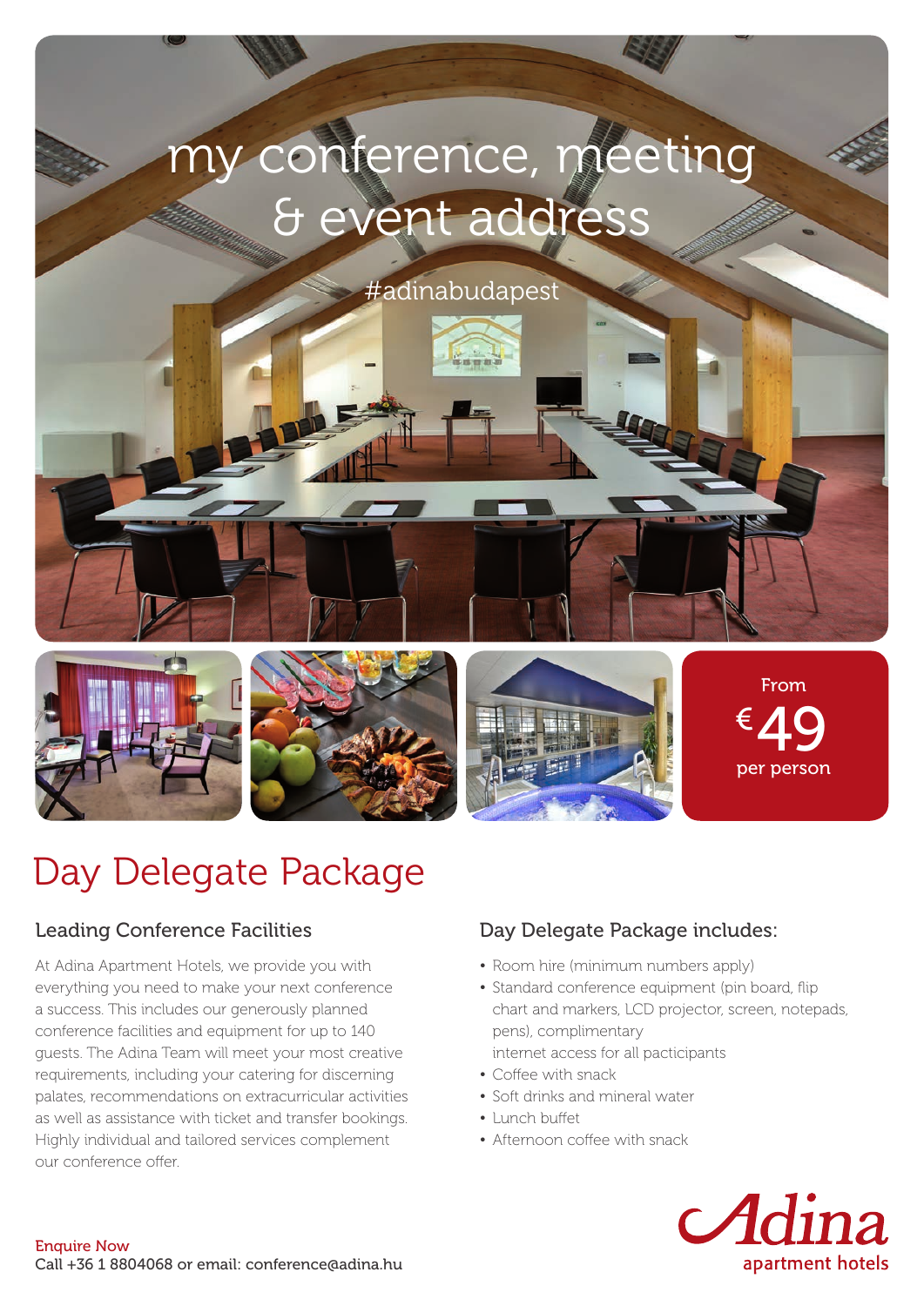# my conference, meeting & event address

#adinabudapest

From
€49
per person

# Day Delegate Package

## Leading Conference Facilities

At Adina Apartment Hotels, we provide you with everything you need to make your next conference a success. This includes our generously planned conference facilities and equipment for up to 140 guests. The Adina Team will meet your most creative requirements, including your catering for discerning palates, recommendations on extracurricular activities as well as assistance with ticket and transfer bookings. Highly individual and tailored services complement our conference offer.

## Day Delegate Package includes:

- Room hire (minimum numbers apply)
- Standard conference equipment (pin board, flip chart and markers, LCD projector, screen, notepads, pens), complimentary internet access for all pacticipants
- Coffee with snack
- Soft drinks and mineral water
- Lunch buffet
- Afternoon coffee with snack

Enquire Now
Call +36 1 8804068 or email: conference@adina.hu

Adina
apartment hotels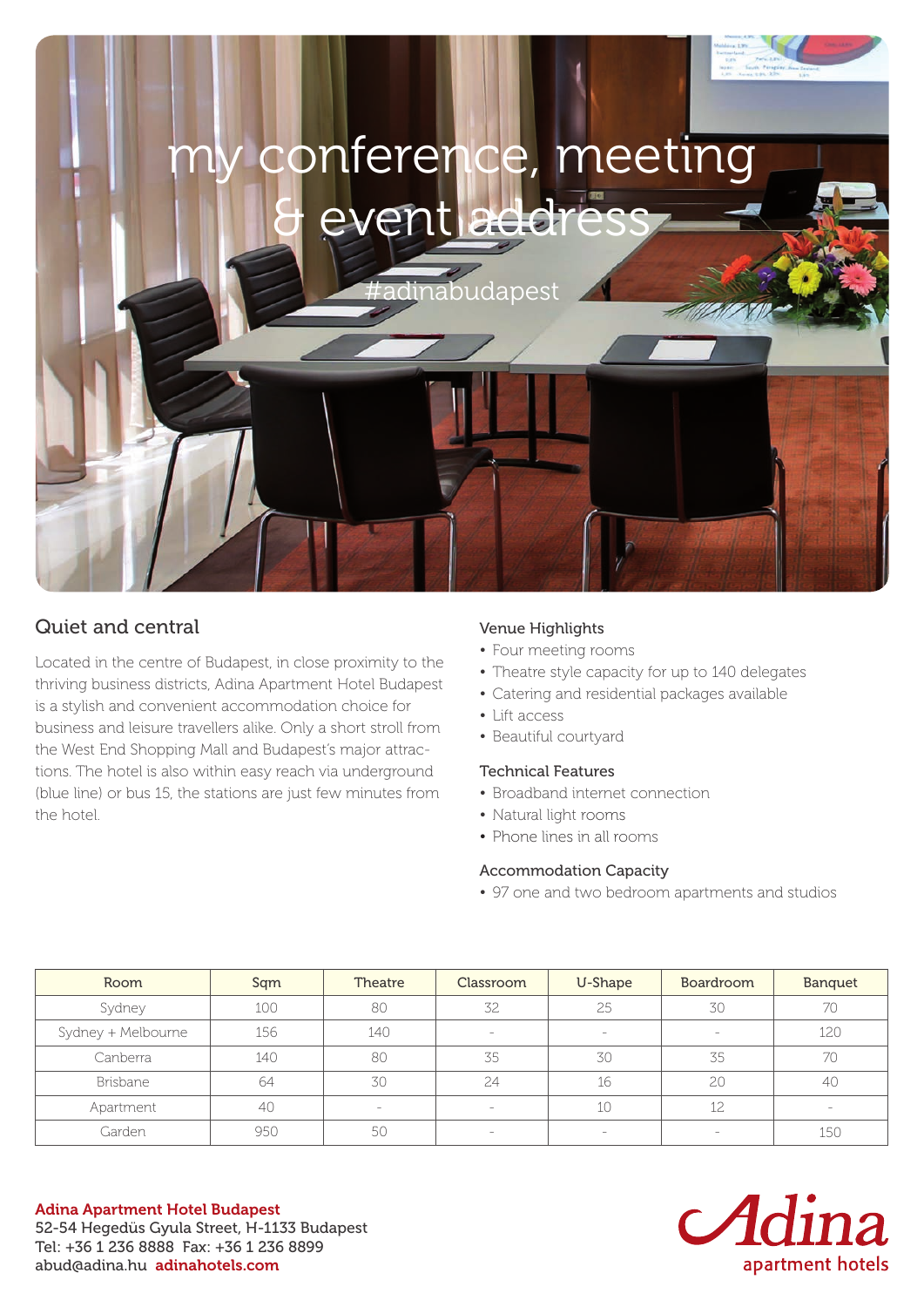# my conference, meeting & event address

#adinabudapest

## Quiet and central

Located in the centre of Budapest, in close proximity to the thriving business districts, Adina Apartment Hotel Budapest is a stylish and convenient accommodation choice for business and leisure travellers alike. Only a short stroll from the West End Shopping Mall and Budapest's major attractions. The hotel is also within easy reach via underground (blue line) or bus 15, the stations are just few minutes from the hotel.

### Venue Highlights

- Four meeting rooms
- Theatre style capacity for up to 140 delegates
- Catering and residential packages available
- Lift access
- Beautiful courtyard

### Technical Features

- Broadband internet connection
- Natural light rooms
- Phone lines in all rooms

### Accommodation Capacity

- 97 one and two bedroom apartments and studios

| Room | Sqm | Theatre | Classroom | U-Shape | Boardroom | Banquet |
|---|---|---|---|---|---|---|
| Sydney | 100 | 80 | 32 | 25 | 30 | 70 |
| Sydney + Melbourne | 156 | 140 | - | - | - | 120 |
| Canberra | 140 | 80 | 35 | 30 | 35 | 70 |
| Brisbane | 64 | 30 | 24 | 16 | 20 | 40 |
| Apartment | 40 | - | - | 10 | 12 | - |
| Garden | 950 | 50 | - | - | - | 150 |

**Adina Apartment Hotel Budapest**
52-54 Hegedűs Gyula Street, H-1133 Budapest
Tel: +36 1 236 8888 Fax: +36 1 236 8899
abud@adina.hu **adinahotels.com**

Adina apartment hotels